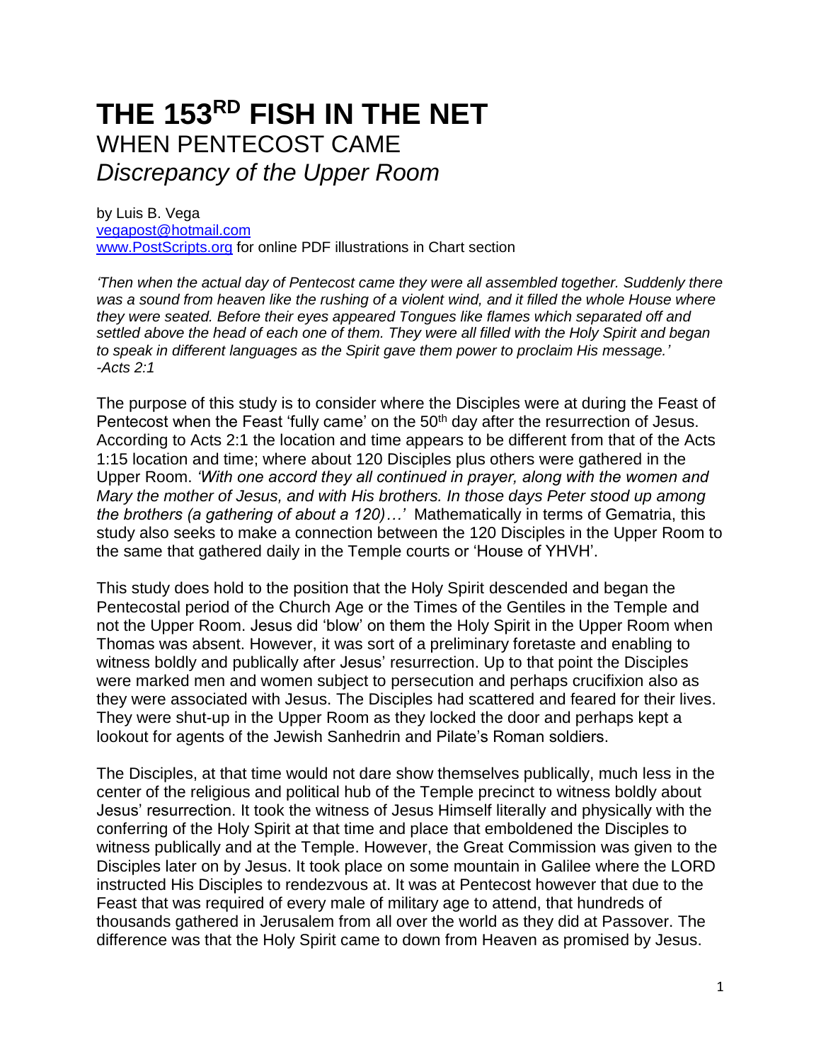# THE 153RD FISH IN THE NET

## WHEN PENTECOST CAME

### *Discrepancy of the Upper Room*

by Luis B. Vega
vegapost@hotmail.com
www.PostScripts.org for online PDF illustrations in Chart section

*'Then when the actual day of Pentecost came they were all assembled together. Suddenly there was a sound from heaven like the rushing of a violent wind, and it filled the whole House where they were seated. Before their eyes appeared Tongues like flames which separated off and settled above the head of each one of them. They were all filled with the Holy Spirit and began to speak in different languages as the Spirit gave them power to proclaim His message.' -Acts 2:1*

The purpose of this study is to consider where the Disciples were at during the Feast of Pentecost when the Feast 'fully came' on the 50th day after the resurrection of Jesus. According to Acts 2:1 the location and time appears to be different from that of the Acts 1:15 location and time; where about 120 Disciples plus others were gathered in the Upper Room. *'With one accord they all continued in prayer, along with the women and Mary the mother of Jesus, and with His brothers. In those days Peter stood up among the brothers (a gathering of about a 120)…'* Mathematically in terms of Gematria, this study also seeks to make a connection between the 120 Disciples in the Upper Room to the same that gathered daily in the Temple courts or 'House of YHVH'.

This study does hold to the position that the Holy Spirit descended and began the Pentecostal period of the Church Age or the Times of the Gentiles in the Temple and not the Upper Room. Jesus did 'blow' on them the Holy Spirit in the Upper Room when Thomas was absent. However, it was sort of a preliminary foretaste and enabling to witness boldly and publically after Jesus' resurrection. Up to that point the Disciples were marked men and women subject to persecution and perhaps crucifixion also as they were associated with Jesus. The Disciples had scattered and feared for their lives. They were shut-up in the Upper Room as they locked the door and perhaps kept a lookout for agents of the Jewish Sanhedrin and Pilate's Roman soldiers.

The Disciples, at that time would not dare show themselves publically, much less in the center of the religious and political hub of the Temple precinct to witness boldly about Jesus' resurrection. It took the witness of Jesus Himself literally and physically with the conferring of the Holy Spirit at that time and place that emboldened the Disciples to witness publically and at the Temple. However, the Great Commission was given to the Disciples later on by Jesus. It took place on some mountain in Galilee where the LORD instructed His Disciples to rendezvous at. It was at Pentecost however that due to the Feast that was required of every male of military age to attend, that hundreds of thousands gathered in Jerusalem from all over the world as they did at Passover. The difference was that the Holy Spirit came to down from Heaven as promised by Jesus.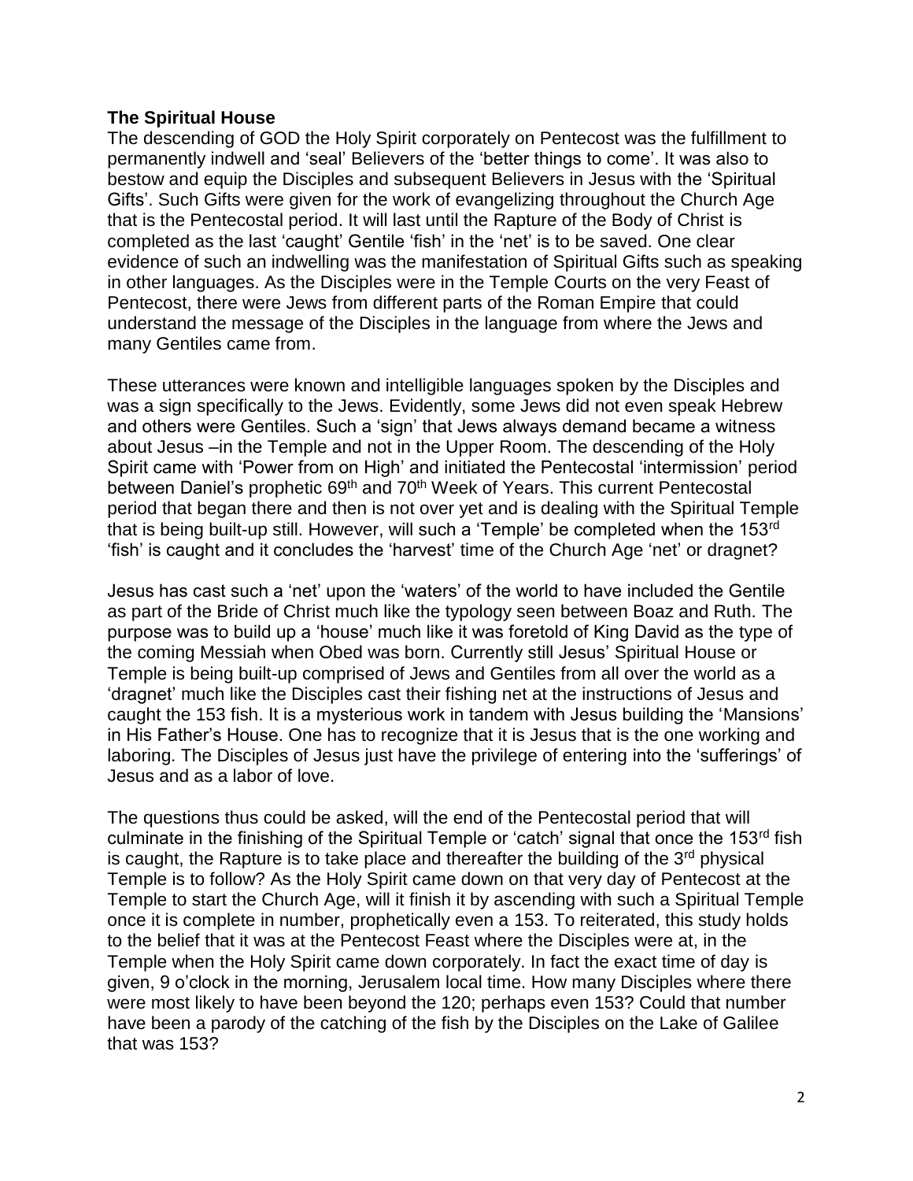**The Spiritual House**

The descending of GOD the Holy Spirit corporately on Pentecost was the fulfillment to permanently indwell and 'seal' Believers of the 'better things to come'. It was also to bestow and equip the Disciples and subsequent Believers in Jesus with the 'Spiritual Gifts'. Such Gifts were given for the work of evangelizing throughout the Church Age that is the Pentecostal period. It will last until the Rapture of the Body of Christ is completed as the last 'caught' Gentile 'fish' in the 'net' is to be saved. One clear evidence of such an indwelling was the manifestation of Spiritual Gifts such as speaking in other languages. As the Disciples were in the Temple Courts on the very Feast of Pentecost, there were Jews from different parts of the Roman Empire that could understand the message of the Disciples in the language from where the Jews and many Gentiles came from.

These utterances were known and intelligible languages spoken by the Disciples and was a sign specifically to the Jews. Evidently, some Jews did not even speak Hebrew and others were Gentiles. Such a 'sign' that Jews always demand became a witness about Jesus –in the Temple and not in the Upper Room. The descending of the Holy Spirit came with 'Power from on High' and initiated the Pentecostal 'intermission' period between Daniel's prophetic 69th and 70th Week of Years. This current Pentecostal period that began there and then is not over yet and is dealing with the Spiritual Temple that is being built-up still. However, will such a 'Temple' be completed when the 153rd 'fish' is caught and it concludes the 'harvest' time of the Church Age 'net' or dragnet?

Jesus has cast such a 'net' upon the 'waters' of the world to have included the Gentile as part of the Bride of Christ much like the typology seen between Boaz and Ruth. The purpose was to build up a 'house' much like it was foretold of King David as the type of the coming Messiah when Obed was born. Currently still Jesus' Spiritual House or Temple is being built-up comprised of Jews and Gentiles from all over the world as a 'dragnet' much like the Disciples cast their fishing net at the instructions of Jesus and caught the 153 fish. It is a mysterious work in tandem with Jesus building the 'Mansions' in His Father's House. One has to recognize that it is Jesus that is the one working and laboring. The Disciples of Jesus just have the privilege of entering into the 'sufferings' of Jesus and as a labor of love.

The questions thus could be asked, will the end of the Pentecostal period that will culminate in the finishing of the Spiritual Temple or 'catch' signal that once the 153rd fish is caught, the Rapture is to take place and thereafter the building of the 3rd physical Temple is to follow? As the Holy Spirit came down on that very day of Pentecost at the Temple to start the Church Age, will it finish it by ascending with such a Spiritual Temple once it is complete in number, prophetically even a 153. To reiterated, this study holds to the belief that it was at the Pentecost Feast where the Disciples were at, in the Temple when the Holy Spirit came down corporately. In fact the exact time of day is given, 9 o'clock in the morning, Jerusalem local time. How many Disciples where there were most likely to have been beyond the 120; perhaps even 153? Could that number have been a parody of the catching of the fish by the Disciples on the Lake of Galilee that was 153?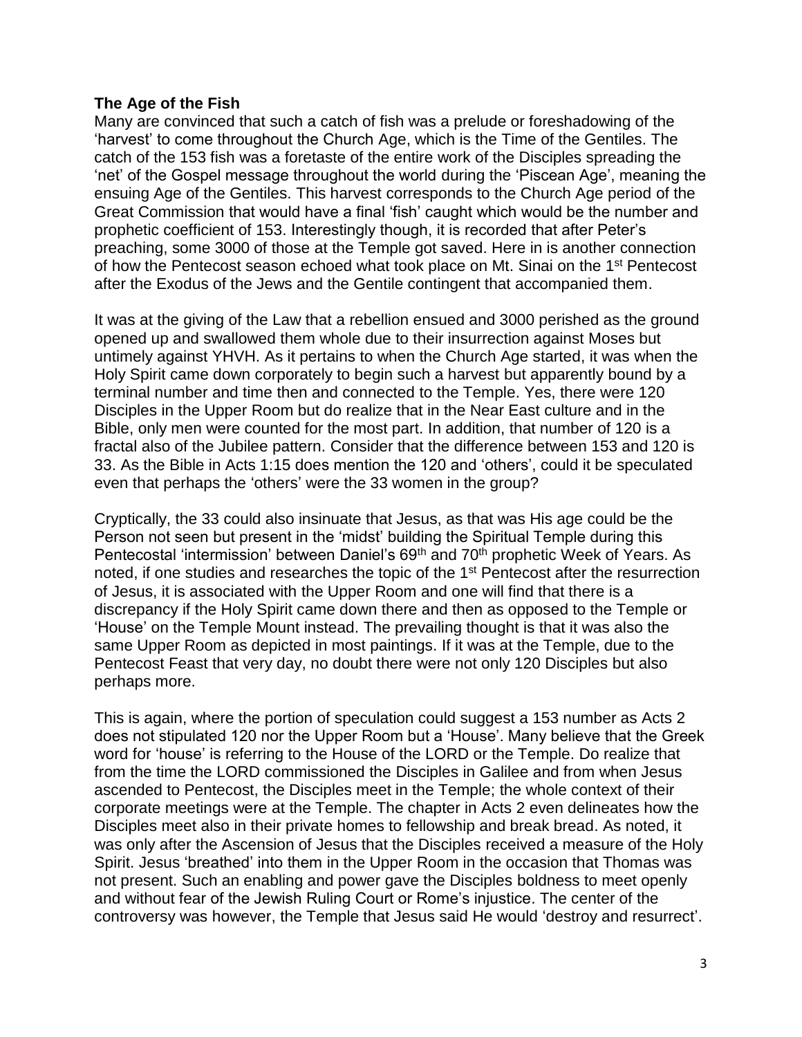**The Age of the Fish**

Many are convinced that such a catch of fish was a prelude or foreshadowing of the 'harvest' to come throughout the Church Age, which is the Time of the Gentiles. The catch of the 153 fish was a foretaste of the entire work of the Disciples spreading the 'net' of the Gospel message throughout the world during the 'Piscean Age', meaning the ensuing Age of the Gentiles. This harvest corresponds to the Church Age period of the Great Commission that would have a final 'fish' caught which would be the number and prophetic coefficient of 153. Interestingly though, it is recorded that after Peter's preaching, some 3000 of those at the Temple got saved. Here in is another connection of how the Pentecost season echoed what took place on Mt. Sinai on the 1st Pentecost after the Exodus of the Jews and the Gentile contingent that accompanied them.

It was at the giving of the Law that a rebellion ensued and 3000 perished as the ground opened up and swallowed them whole due to their insurrection against Moses but untimely against YHVH. As it pertains to when the Church Age started, it was when the Holy Spirit came down corporately to begin such a harvest but apparently bound by a terminal number and time then and connected to the Temple. Yes, there were 120 Disciples in the Upper Room but do realize that in the Near East culture and in the Bible, only men were counted for the most part. In addition, that number of 120 is a fractal also of the Jubilee pattern. Consider that the difference between 153 and 120 is 33. As the Bible in Acts 1:15 does mention the 120 and 'others', could it be speculated even that perhaps the 'others' were the 33 women in the group?

Cryptically, the 33 could also insinuate that Jesus, as that was His age could be the Person not seen but present in the 'midst' building the Spiritual Temple during this Pentecostal 'intermission' between Daniel's 69th and 70th prophetic Week of Years. As noted, if one studies and researches the topic of the 1st Pentecost after the resurrection of Jesus, it is associated with the Upper Room and one will find that there is a discrepancy if the Holy Spirit came down there and then as opposed to the Temple or 'House' on the Temple Mount instead. The prevailing thought is that it was also the same Upper Room as depicted in most paintings. If it was at the Temple, due to the Pentecost Feast that very day, no doubt there were not only 120 Disciples but also perhaps more.

This is again, where the portion of speculation could suggest a 153 number as Acts 2 does not stipulated 120 nor the Upper Room but a 'House'. Many believe that the Greek word for 'house' is referring to the House of the LORD or the Temple. Do realize that from the time the LORD commissioned the Disciples in Galilee and from when Jesus ascended to Pentecost, the Disciples meet in the Temple; the whole context of their corporate meetings were at the Temple. The chapter in Acts 2 even delineates how the Disciples meet also in their private homes to fellowship and break bread. As noted, it was only after the Ascension of Jesus that the Disciples received a measure of the Holy Spirit. Jesus 'breathed' into them in the Upper Room in the occasion that Thomas was not present. Such an enabling and power gave the Disciples boldness to meet openly and without fear of the Jewish Ruling Court or Rome's injustice. The center of the controversy was however, the Temple that Jesus said He would 'destroy and resurrect'.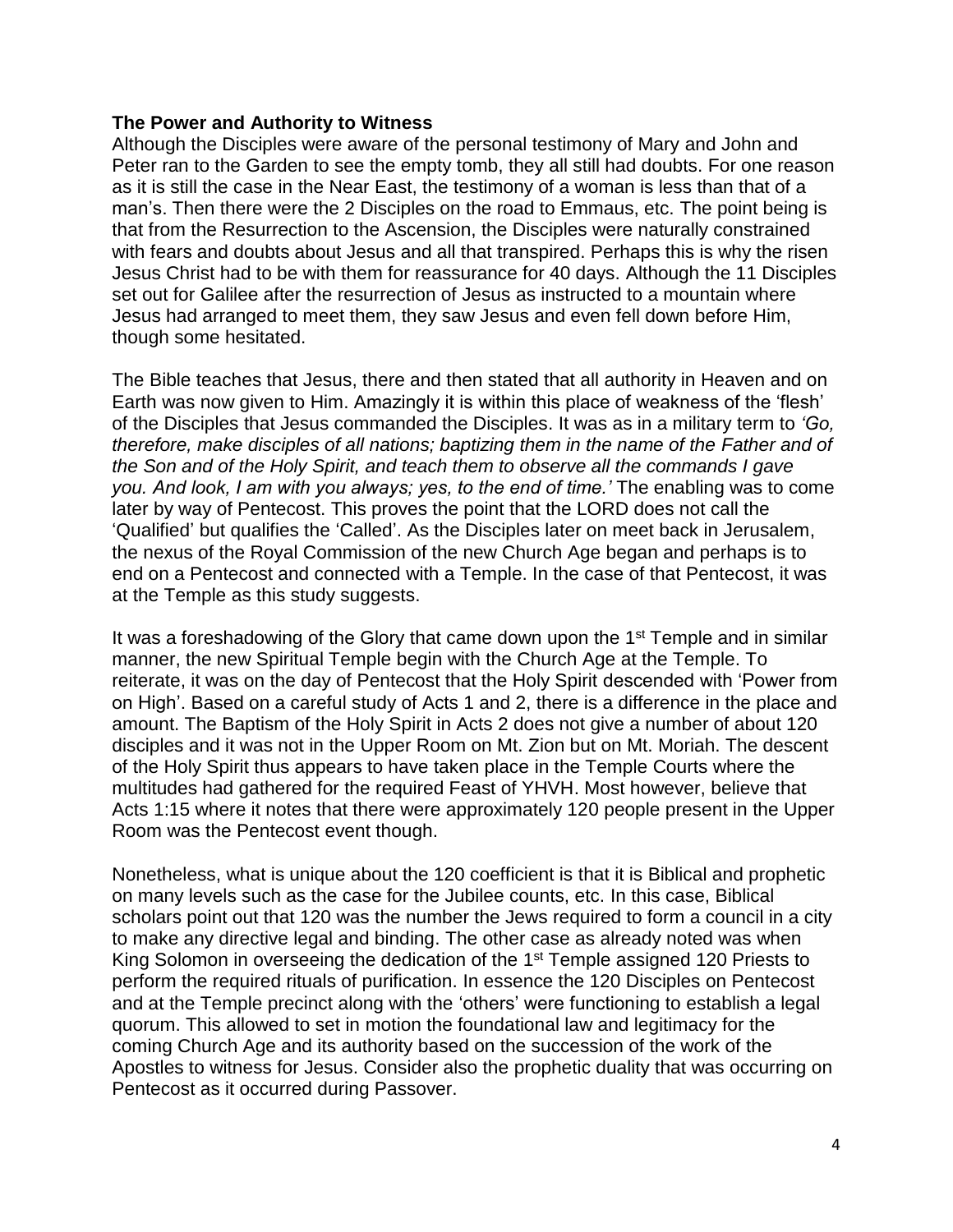**The Power and Authority to Witness**

Although the Disciples were aware of the personal testimony of Mary and John and Peter ran to the Garden to see the empty tomb, they all still had doubts. For one reason as it is still the case in the Near East, the testimony of a woman is less than that of a man's. Then there were the 2 Disciples on the road to Emmaus, etc. The point being is that from the Resurrection to the Ascension, the Disciples were naturally constrained with fears and doubts about Jesus and all that transpired. Perhaps this is why the risen Jesus Christ had to be with them for reassurance for 40 days. Although the 11 Disciples set out for Galilee after the resurrection of Jesus as instructed to a mountain where Jesus had arranged to meet them, they saw Jesus and even fell down before Him, though some hesitated.

The Bible teaches that Jesus, there and then stated that all authority in Heaven and on Earth was now given to Him. Amazingly it is within this place of weakness of the 'flesh' of the Disciples that Jesus commanded the Disciples. It was as in a military term to *'Go, therefore, make disciples of all nations; baptizing them in the name of the Father and of the Son and of the Holy Spirit, and teach them to observe all the commands I gave you. And look, I am with you always; yes, to the end of time.'* The enabling was to come later by way of Pentecost. This proves the point that the LORD does not call the 'Qualified' but qualifies the 'Called'. As the Disciples later on meet back in Jerusalem, the nexus of the Royal Commission of the new Church Age began and perhaps is to end on a Pentecost and connected with a Temple. In the case of that Pentecost, it was at the Temple as this study suggests.

It was a foreshadowing of the Glory that came down upon the 1st Temple and in similar manner, the new Spiritual Temple begin with the Church Age at the Temple. To reiterate, it was on the day of Pentecost that the Holy Spirit descended with 'Power from on High'. Based on a careful study of Acts 1 and 2, there is a difference in the place and amount. The Baptism of the Holy Spirit in Acts 2 does not give a number of about 120 disciples and it was not in the Upper Room on Mt. Zion but on Mt. Moriah. The descent of the Holy Spirit thus appears to have taken place in the Temple Courts where the multitudes had gathered for the required Feast of YHVH. Most however, believe that Acts 1:15 where it notes that there were approximately 120 people present in the Upper Room was the Pentecost event though.

Nonetheless, what is unique about the 120 coefficient is that it is Biblical and prophetic on many levels such as the case for the Jubilee counts, etc. In this case, Biblical scholars point out that 120 was the number the Jews required to form a council in a city to make any directive legal and binding. The other case as already noted was when King Solomon in overseeing the dedication of the 1st Temple assigned 120 Priests to perform the required rituals of purification. In essence the 120 Disciples on Pentecost and at the Temple precinct along with the 'others' were functioning to establish a legal quorum. This allowed to set in motion the foundational law and legitimacy for the coming Church Age and its authority based on the succession of the work of the Apostles to witness for Jesus. Consider also the prophetic duality that was occurring on Pentecost as it occurred during Passover.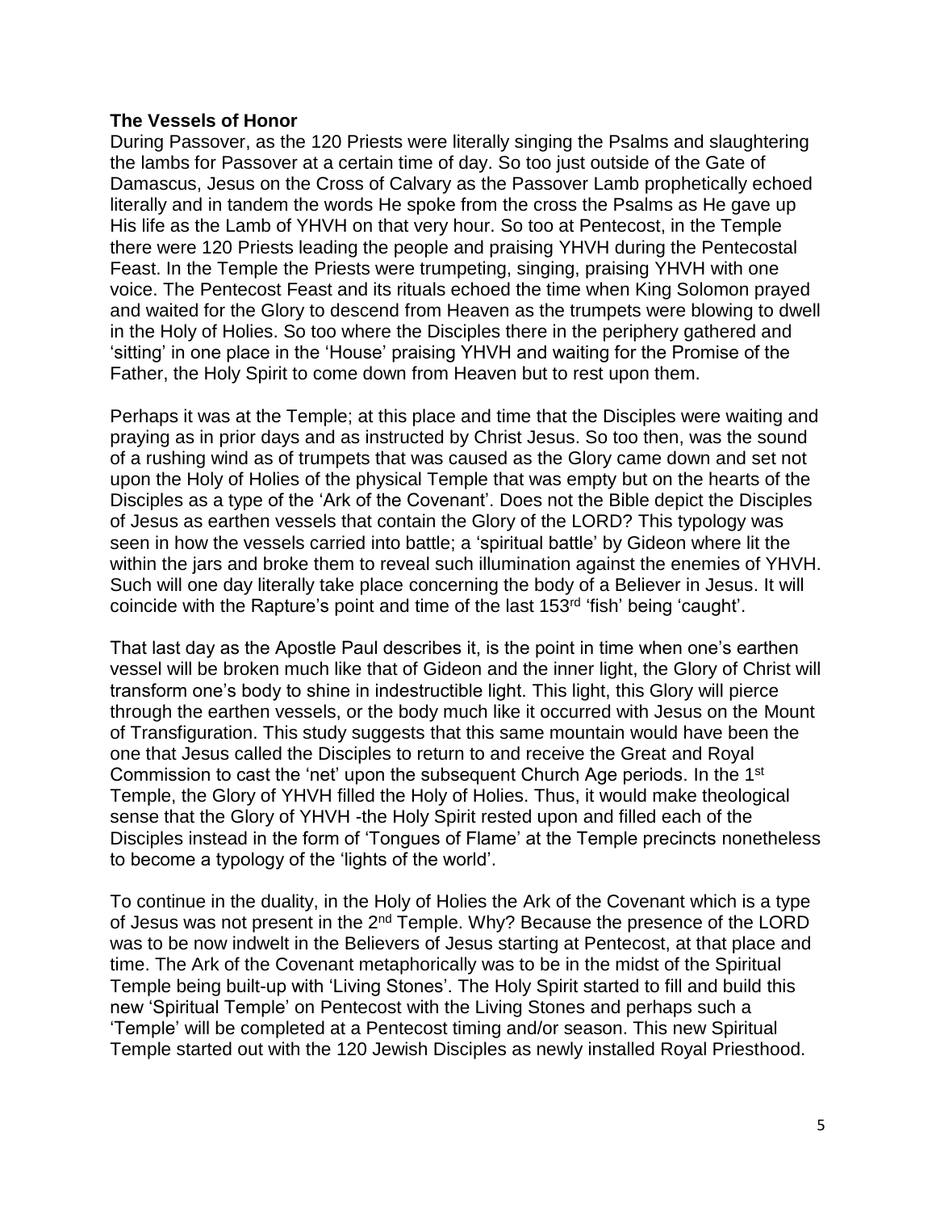**The Vessels of Honor**

During Passover, as the 120 Priests were literally singing the Psalms and slaughtering the lambs for Passover at a certain time of day. So too just outside of the Gate of Damascus, Jesus on the Cross of Calvary as the Passover Lamb prophetically echoed literally and in tandem the words He spoke from the cross the Psalms as He gave up His life as the Lamb of YHVH on that very hour. So too at Pentecost, in the Temple there were 120 Priests leading the people and praising YHVH during the Pentecostal Feast. In the Temple the Priests were trumpeting, singing, praising YHVH with one voice. The Pentecost Feast and its rituals echoed the time when King Solomon prayed and waited for the Glory to descend from Heaven as the trumpets were blowing to dwell in the Holy of Holies. So too where the Disciples there in the periphery gathered and 'sitting' in one place in the 'House' praising YHVH and waiting for the Promise of the Father, the Holy Spirit to come down from Heaven but to rest upon them.

Perhaps it was at the Temple; at this place and time that the Disciples were waiting and praying as in prior days and as instructed by Christ Jesus. So too then, was the sound of a rushing wind as of trumpets that was caused as the Glory came down and set not upon the Holy of Holies of the physical Temple that was empty but on the hearts of the Disciples as a type of the 'Ark of the Covenant'. Does not the Bible depict the Disciples of Jesus as earthen vessels that contain the Glory of the LORD? This typology was seen in how the vessels carried into battle; a 'spiritual battle' by Gideon where lit the within the jars and broke them to reveal such illumination against the enemies of YHVH. Such will one day literally take place concerning the body of a Believer in Jesus. It will coincide with the Rapture's point and time of the last 153rd 'fish' being 'caught'.

That last day as the Apostle Paul describes it, is the point in time when one's earthen vessel will be broken much like that of Gideon and the inner light, the Glory of Christ will transform one's body to shine in indestructible light. This light, this Glory will pierce through the earthen vessels, or the body much like it occurred with Jesus on the Mount of Transfiguration. This study suggests that this same mountain would have been the one that Jesus called the Disciples to return to and receive the Great and Royal Commission to cast the 'net' upon the subsequent Church Age periods. In the 1st Temple, the Glory of YHVH filled the Holy of Holies. Thus, it would make theological sense that the Glory of YHVH -the Holy Spirit rested upon and filled each of the Disciples instead in the form of 'Tongues of Flame' at the Temple precincts nonetheless to become a typology of the 'lights of the world'.

To continue in the duality, in the Holy of Holies the Ark of the Covenant which is a type of Jesus was not present in the 2nd Temple. Why? Because the presence of the LORD was to be now indwelt in the Believers of Jesus starting at Pentecost, at that place and time. The Ark of the Covenant metaphorically was to be in the midst of the Spiritual Temple being built-up with 'Living Stones'. The Holy Spirit started to fill and build this new 'Spiritual Temple' on Pentecost with the Living Stones and perhaps such a 'Temple' will be completed at a Pentecost timing and/or season. This new Spiritual Temple started out with the 120 Jewish Disciples as newly installed Royal Priesthood.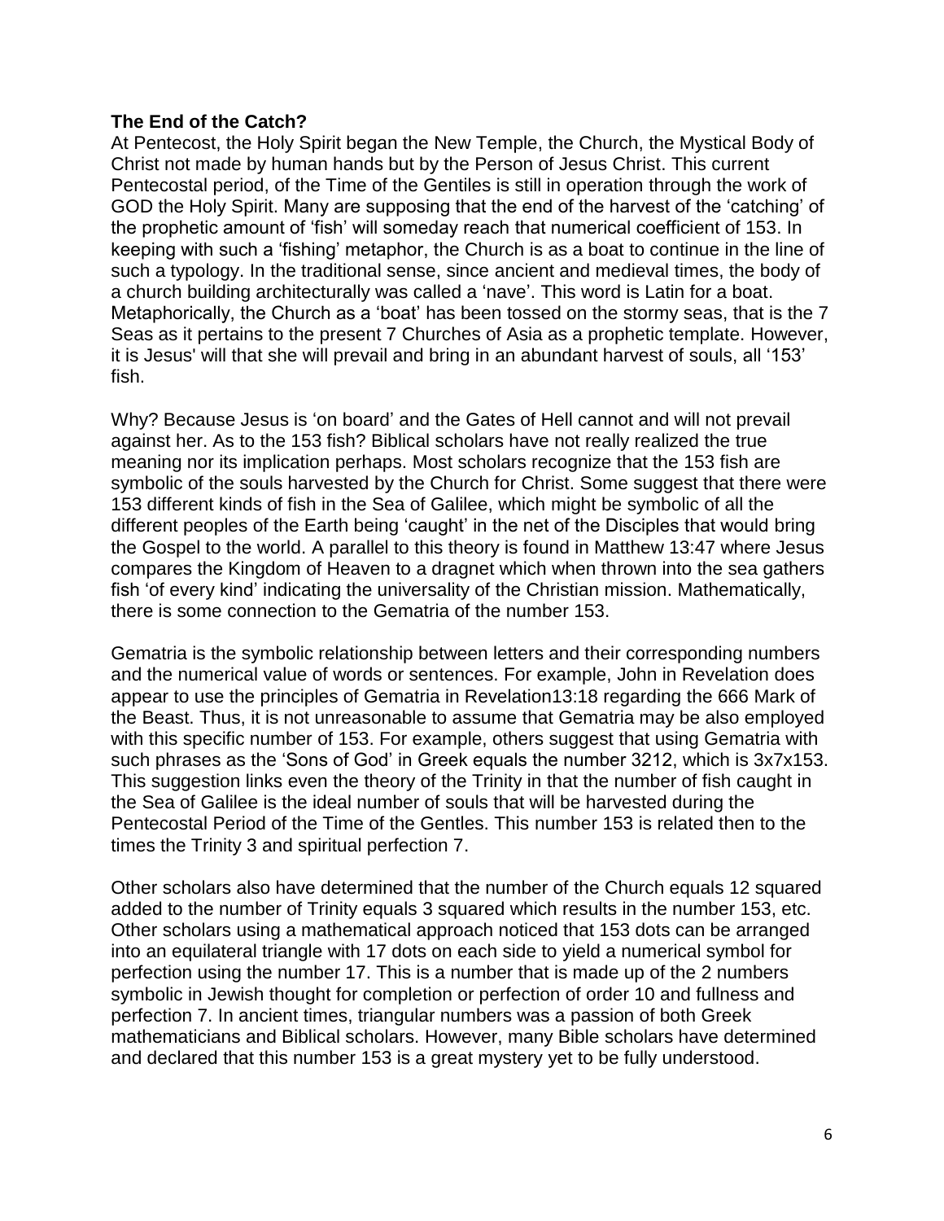**The End of the Catch?**

At Pentecost, the Holy Spirit began the New Temple, the Church, the Mystical Body of Christ not made by human hands but by the Person of Jesus Christ. This current Pentecostal period, of the Time of the Gentiles is still in operation through the work of GOD the Holy Spirit. Many are supposing that the end of the harvest of the 'catching' of the prophetic amount of 'fish' will someday reach that numerical coefficient of 153. In keeping with such a 'fishing' metaphor, the Church is as a boat to continue in the line of such a typology. In the traditional sense, since ancient and medieval times, the body of a church building architecturally was called a 'nave'. This word is Latin for a boat. Metaphorically, the Church as a 'boat' has been tossed on the stormy seas, that is the 7 Seas as it pertains to the present 7 Churches of Asia as a prophetic template. However, it is Jesus' will that she will prevail and bring in an abundant harvest of souls, all '153' fish.

Why? Because Jesus is 'on board' and the Gates of Hell cannot and will not prevail against her. As to the 153 fish? Biblical scholars have not really realized the true meaning nor its implication perhaps. Most scholars recognize that the 153 fish are symbolic of the souls harvested by the Church for Christ. Some suggest that there were 153 different kinds of fish in the Sea of Galilee, which might be symbolic of all the different peoples of the Earth being 'caught' in the net of the Disciples that would bring the Gospel to the world. A parallel to this theory is found in Matthew 13:47 where Jesus compares the Kingdom of Heaven to a dragnet which when thrown into the sea gathers fish 'of every kind' indicating the universality of the Christian mission. Mathematically, there is some connection to the Gematria of the number 153.

Gematria is the symbolic relationship between letters and their corresponding numbers and the numerical value of words or sentences. For example, John in Revelation does appear to use the principles of Gematria in Revelation13:18 regarding the 666 Mark of the Beast. Thus, it is not unreasonable to assume that Gematria may be also employed with this specific number of 153. For example, others suggest that using Gematria with such phrases as the 'Sons of God' in Greek equals the number 3212, which is 3x7x153. This suggestion links even the theory of the Trinity in that the number of fish caught in the Sea of Galilee is the ideal number of souls that will be harvested during the Pentecostal Period of the Time of the Gentles. This number 153 is related then to the times the Trinity 3 and spiritual perfection 7.

Other scholars also have determined that the number of the Church equals 12 squared added to the number of Trinity equals 3 squared which results in the number 153, etc. Other scholars using a mathematical approach noticed that 153 dots can be arranged into an equilateral triangle with 17 dots on each side to yield a numerical symbol for perfection using the number 17. This is a number that is made up of the 2 numbers symbolic in Jewish thought for completion or perfection of order 10 and fullness and perfection 7. In ancient times, triangular numbers was a passion of both Greek mathematicians and Biblical scholars. However, many Bible scholars have determined and declared that this number 153 is a great mystery yet to be fully understood.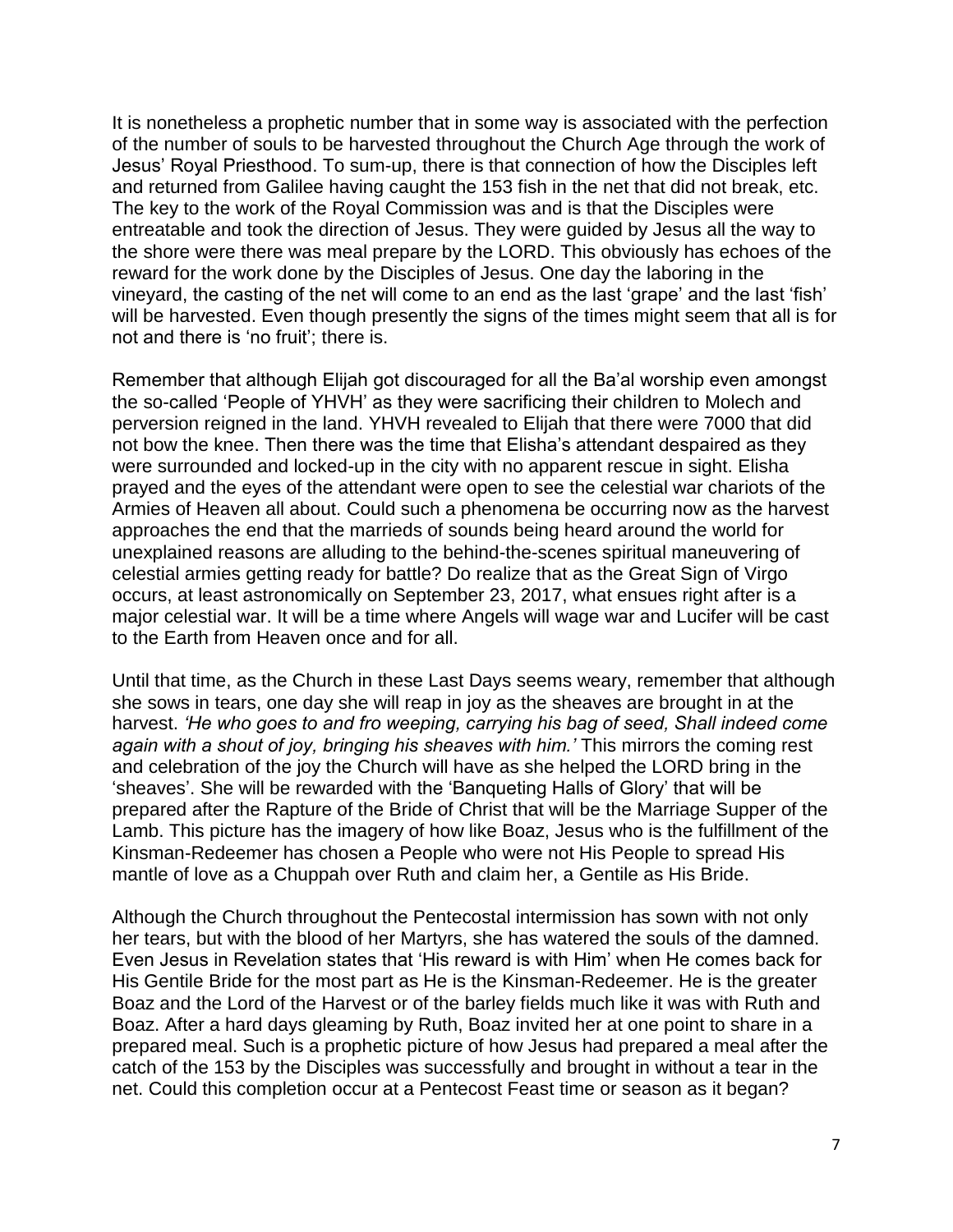It is nonetheless a prophetic number that in some way is associated with the perfection of the number of souls to be harvested throughout the Church Age through the work of Jesus' Royal Priesthood. To sum-up, there is that connection of how the Disciples left and returned from Galilee having caught the 153 fish in the net that did not break, etc. The key to the work of the Royal Commission was and is that the Disciples were entreatable and took the direction of Jesus. They were guided by Jesus all the way to the shore were there was meal prepare by the LORD. This obviously has echoes of the reward for the work done by the Disciples of Jesus. One day the laboring in the vineyard, the casting of the net will come to an end as the last 'grape' and the last 'fish' will be harvested. Even though presently the signs of the times might seem that all is for not and there is 'no fruit'; there is.

Remember that although Elijah got discouraged for all the Ba'al worship even amongst the so-called 'People of YHVH' as they were sacrificing their children to Molech and perversion reigned in the land. YHVH revealed to Elijah that there were 7000 that did not bow the knee. Then there was the time that Elisha's attendant despaired as they were surrounded and locked-up in the city with no apparent rescue in sight. Elisha prayed and the eyes of the attendant were open to see the celestial war chariots of the Armies of Heaven all about. Could such a phenomena be occurring now as the harvest approaches the end that the marrieds of sounds being heard around the world for unexplained reasons are alluding to the behind-the-scenes spiritual maneuvering of celestial armies getting ready for battle? Do realize that as the Great Sign of Virgo occurs, at least astronomically on September 23, 2017, what ensues right after is a major celestial war. It will be a time where Angels will wage war and Lucifer will be cast to the Earth from Heaven once and for all.

Until that time, as the Church in these Last Days seems weary, remember that although she sows in tears, one day she will reap in joy as the sheaves are brought in at the harvest. *'He who goes to and fro weeping, carrying his bag of seed, Shall indeed come again with a shout of joy, bringing his sheaves with him.'* This mirrors the coming rest and celebration of the joy the Church will have as she helped the LORD bring in the 'sheaves'. She will be rewarded with the 'Banqueting Halls of Glory' that will be prepared after the Rapture of the Bride of Christ that will be the Marriage Supper of the Lamb. This picture has the imagery of how like Boaz, Jesus who is the fulfillment of the Kinsman-Redeemer has chosen a People who were not His People to spread His mantle of love as a Chuppah over Ruth and claim her, a Gentile as His Bride.

Although the Church throughout the Pentecostal intermission has sown with not only her tears, but with the blood of her Martyrs, she has watered the souls of the damned. Even Jesus in Revelation states that 'His reward is with Him' when He comes back for His Gentile Bride for the most part as He is the Kinsman-Redeemer. He is the greater Boaz and the Lord of the Harvest or of the barley fields much like it was with Ruth and Boaz. After a hard days gleaming by Ruth, Boaz invited her at one point to share in a prepared meal. Such is a prophetic picture of how Jesus had prepared a meal after the catch of the 153 by the Disciples was successfully and brought in without a tear in the net. Could this completion occur at a Pentecost Feast time or season as it began?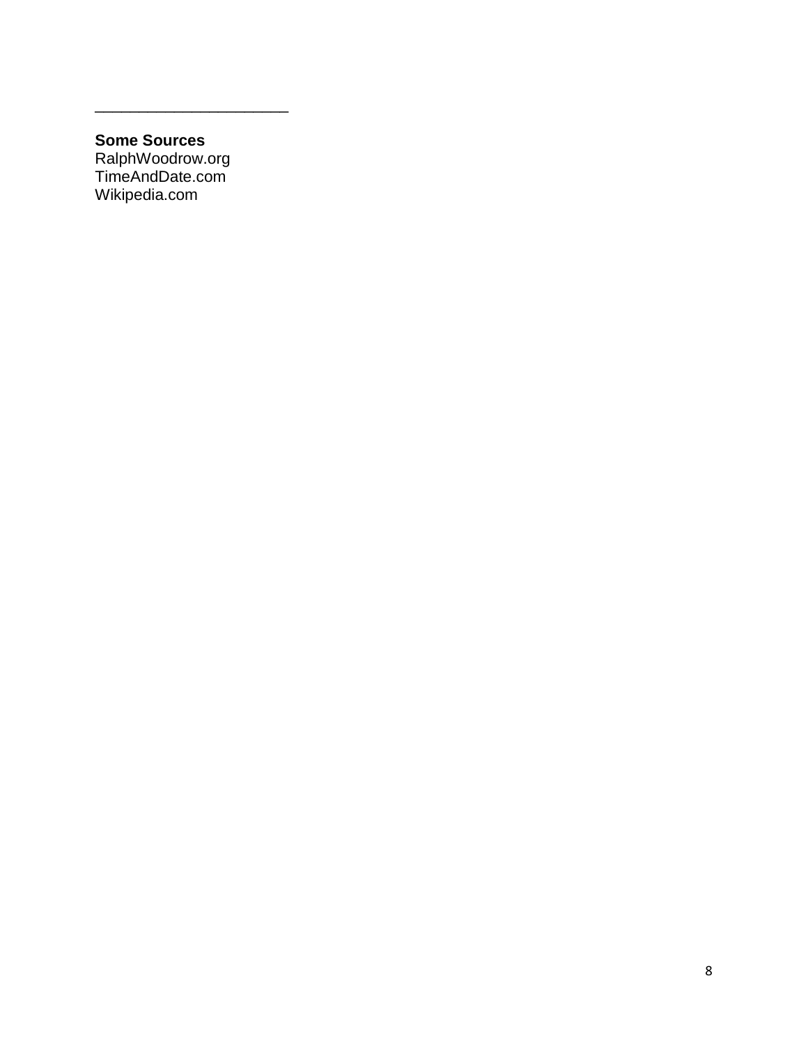______________________

**Some Sources**
RalphWoodrow.org
TimeAndDate.com
Wikipedia.com